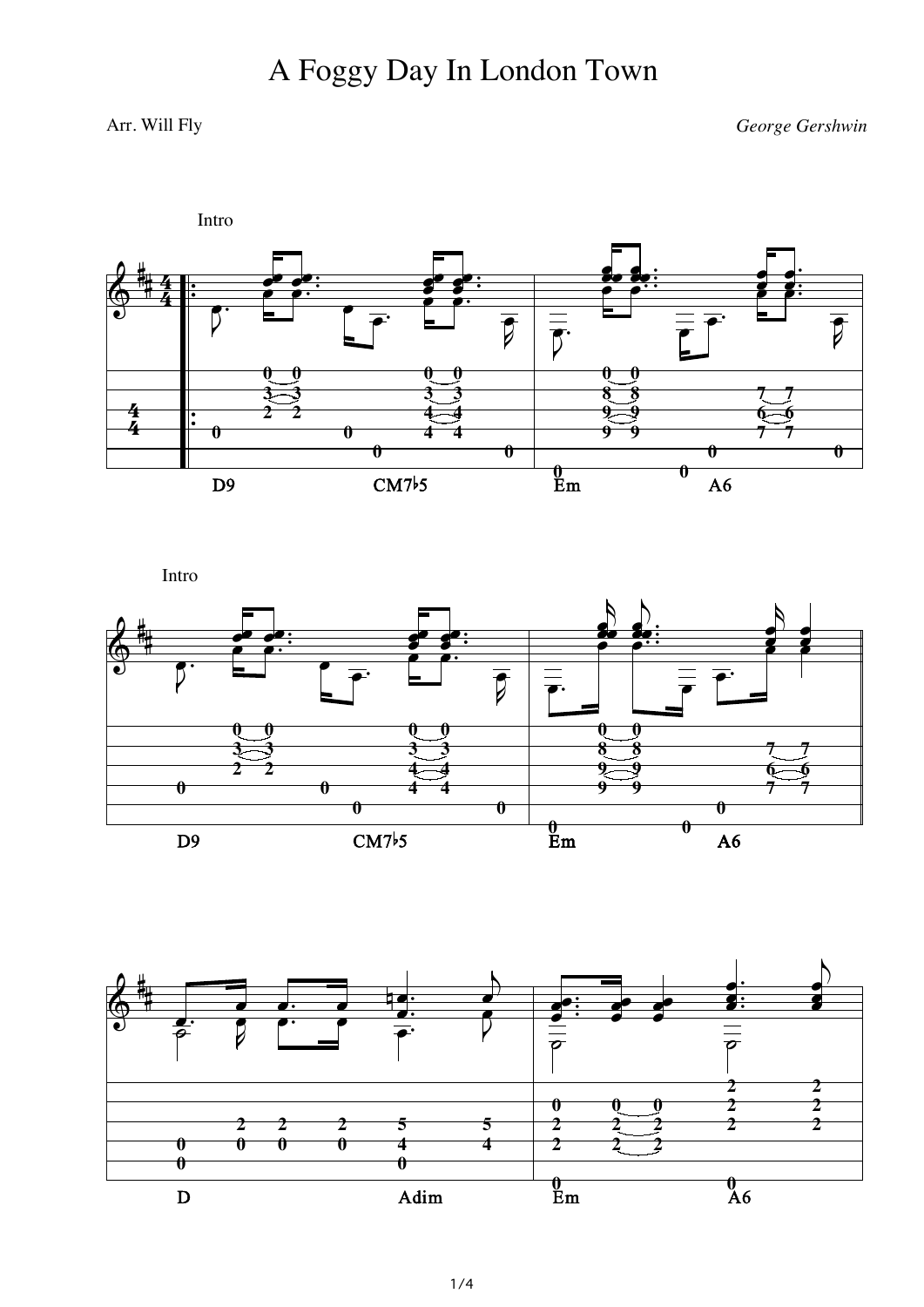# A Foggy Day In London Town

Arr. Will Fly

*George Gershwin*

Intro

D9 CM7♭5 Em A6

Intro

D9 CM7♭5 Em A6

D Adim Em A6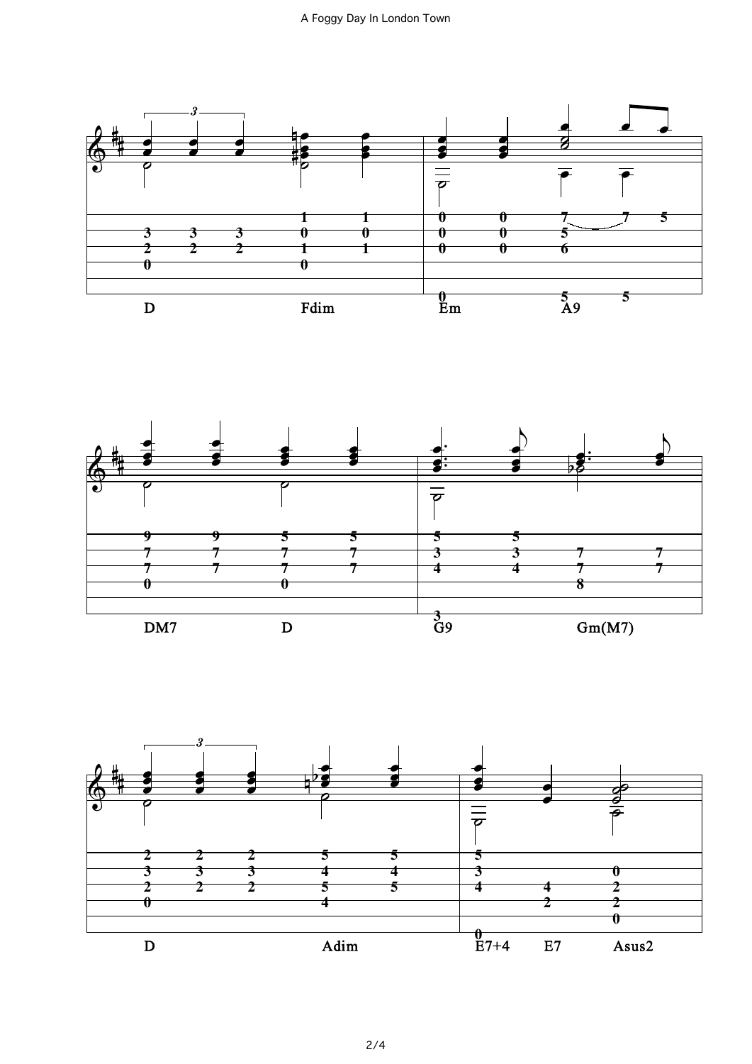D Fdim Em A9

DM7 D G9 Gm(M7)

D Adim E7+4 E7 Asus2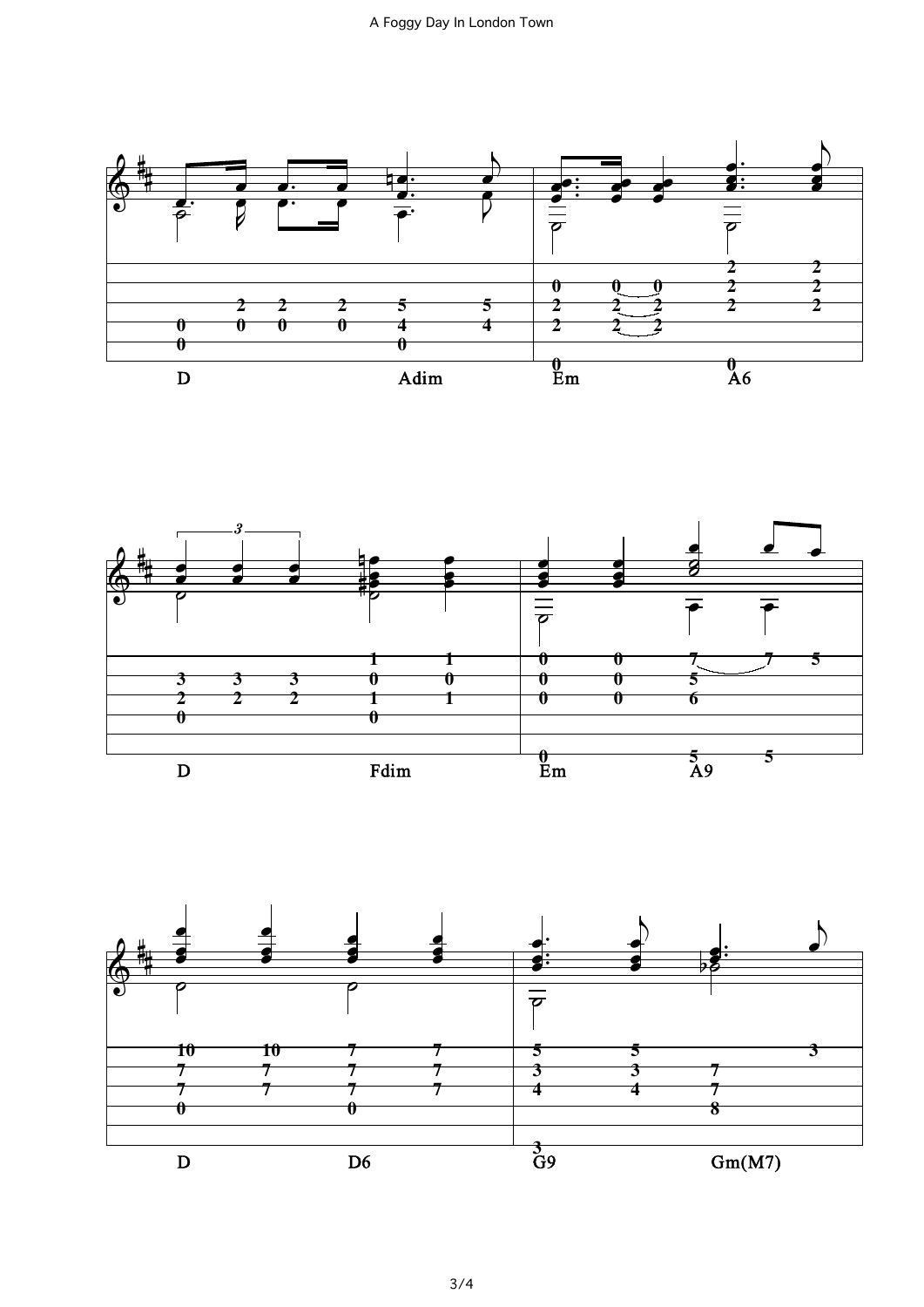D Adim Em A6

D Fdim Em A9

D D6 G9 Gm(M7)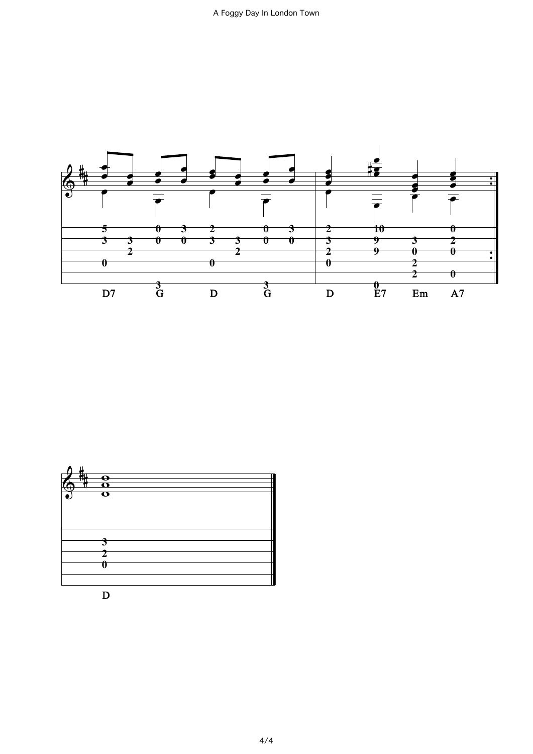D7 G D G D E7 Em A7

D